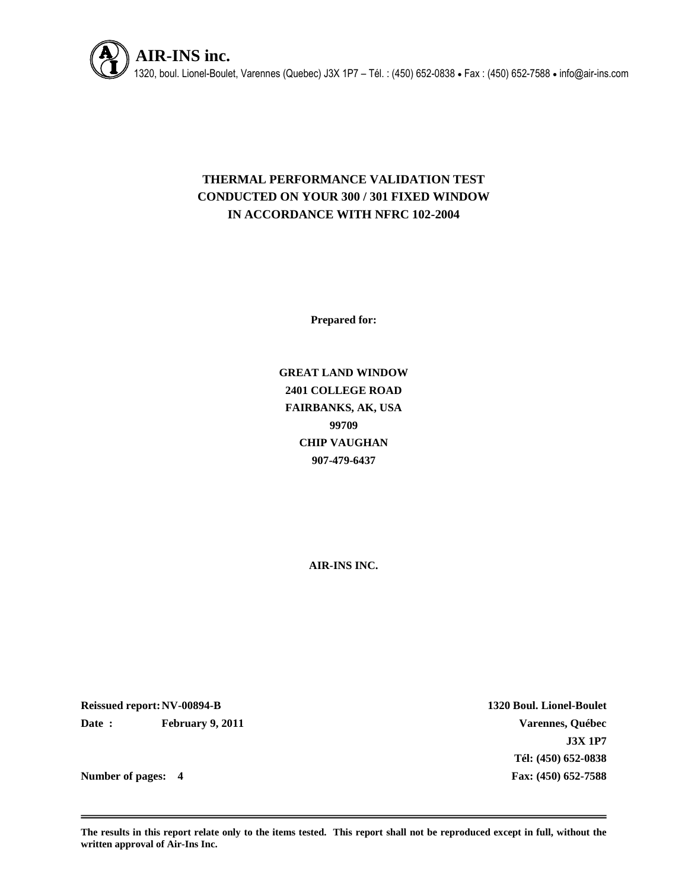**AIR-INS inc.**
1320, boul. Lionel-Boulet, Varennes (Quebec) J3X 1P7 – Tél. : (450) 652-0838 • Fax : (450) 652-7588 • info@air-ins.com

# THERMAL PERFORMANCE VALIDATION TEST CONDUCTED ON YOUR 300 / 301 FIXED WINDOW IN ACCORDANCE WITH NFRC 102-2004

**Prepared for:**

**GREAT LAND WINDOW**
**2401 COLLEGE ROAD**
**FAIRBANKS, AK, USA**
**99709**
**CHIP VAUGHAN**
**907-479-6437**

**AIR-INS INC.**

**Reissued report:** **NV-00894-B**
**Date :** **February 9, 2011**

**Number of pages: 4**

**1320 Boul. Lionel-Boulet**
**Varennes, Québec**
**J3X 1P7**
**Tél: (450) 652-0838**
**Fax: (450) 652-7588**

---

**The results in this report relate only to the items tested. This report shall not be reproduced except in full, without the written approval of Air-Ins Inc.**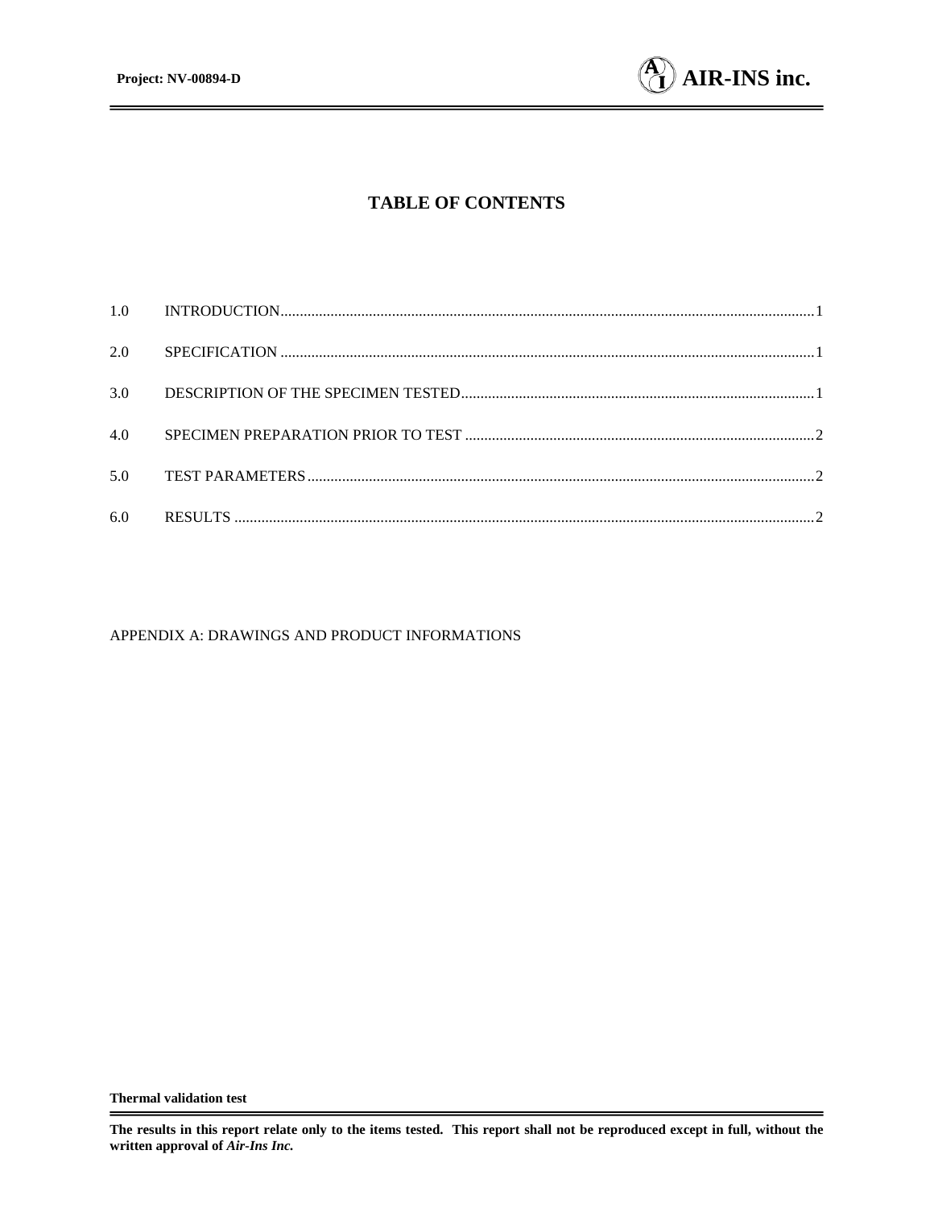# TABLE OF CONTENTS

1.0 INTRODUCTION ........................................................................................................ 1

2.0 SPECIFICATION ...................................................................................................... 1

3.0 DESCRIPTION OF THE SPECIMEN TESTED ........................................................ 1

4.0 SPECIMEN PREPARATION PRIOR TO TEST ........................................................ 2

5.0 TEST PARAMETERS ............................................................................................... 2

6.0 RESULTS .................................................................................................................. 2

APPENDIX A: DRAWINGS AND PRODUCT INFORMATIONS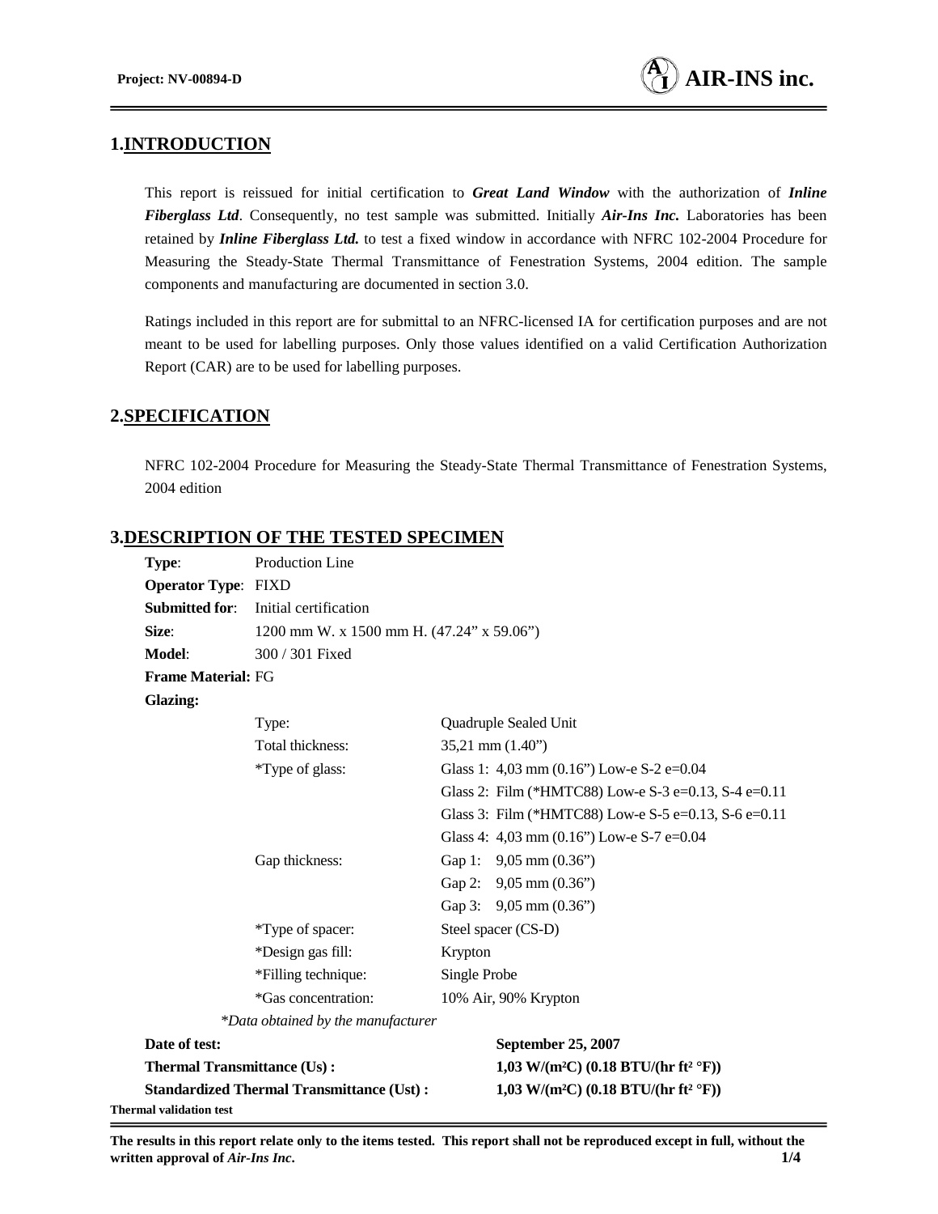## 1. INTRODUCTION

This report is reissued for initial certification to ***Great Land Window*** with the authorization of ***Inline Fiberglass Ltd***. Consequently, no test sample was submitted. Initially ***Air-Ins Inc.*** Laboratories has been retained by ***Inline Fiberglass Ltd.*** to test a fixed window in accordance with NFRC 102-2004 Procedure for Measuring the Steady-State Thermal Transmittance of Fenestration Systems, 2004 edition. The sample components and manufacturing are documented in section 3.0.

Ratings included in this report are for submittal to an NFRC-licensed IA for certification purposes and are not meant to be used for labelling purposes. Only those values identified on a valid Certification Authorization Report (CAR) are to be used for labelling purposes.

## 2. SPECIFICATION

NFRC 102-2004 Procedure for Measuring the Steady-State Thermal Transmittance of Fenestration Systems, 2004 edition

## 3. DESCRIPTION OF THE TESTED SPECIMEN

**Type**: Production Line
**Operator Type**: FIXD
**Submitted for**: Initial certification
**Size**: 1200 mm W. x 1500 mm H. (47.24" x 59.06")
**Model**: 300 / 301 Fixed
**Frame Material:** FG
**Glazing:**

| | |
|---|---|
| Type: | Quadruple Sealed Unit |
| Total thickness: | 35,21 mm (1.40") |
| *Type of glass: | Glass 1: 4,03 mm (0.16") Low-e S-2 e=0.04 |
| | Glass 2: Film (*HMTC88) Low-e S-3 e=0.13, S-4 e=0.11 |
| | Glass 3: Film (*HMTC88) Low-e S-5 e=0.13, S-6 e=0.11 |
| | Glass 4: 4,03 mm (0.16") Low-e S-7 e=0.04 |
| Gap thickness: | Gap 1: 9,05 mm (0.36") |
| | Gap 2: 9,05 mm (0.36") |
| | Gap 3: 9,05 mm (0.36") |
| *Type of spacer: | Steel spacer (CS-D) |
| *Design gas fill: | Krypton |
| *Filling technique: | Single Probe |
| *Gas concentration: | 10% Air, 90% Krypton |

*\*Data obtained by the manufacturer*

| | |
|---|---|
| **Date of test:** | **September 25, 2007** |
| **Thermal Transmittance (Us) :** | **1,03 W/(m²C) (0.18 BTU/(hr ft² °F))** |
| **Standardized Thermal Transmittance (Ust) :** | **1,03 W/(m²C) (0.18 BTU/(hr ft² °F))** |

**Thermal validation test**

**The results in this report relate only to the items tested. This report shall not be reproduced except in full, without the written approval of *Air-Ins Inc*.**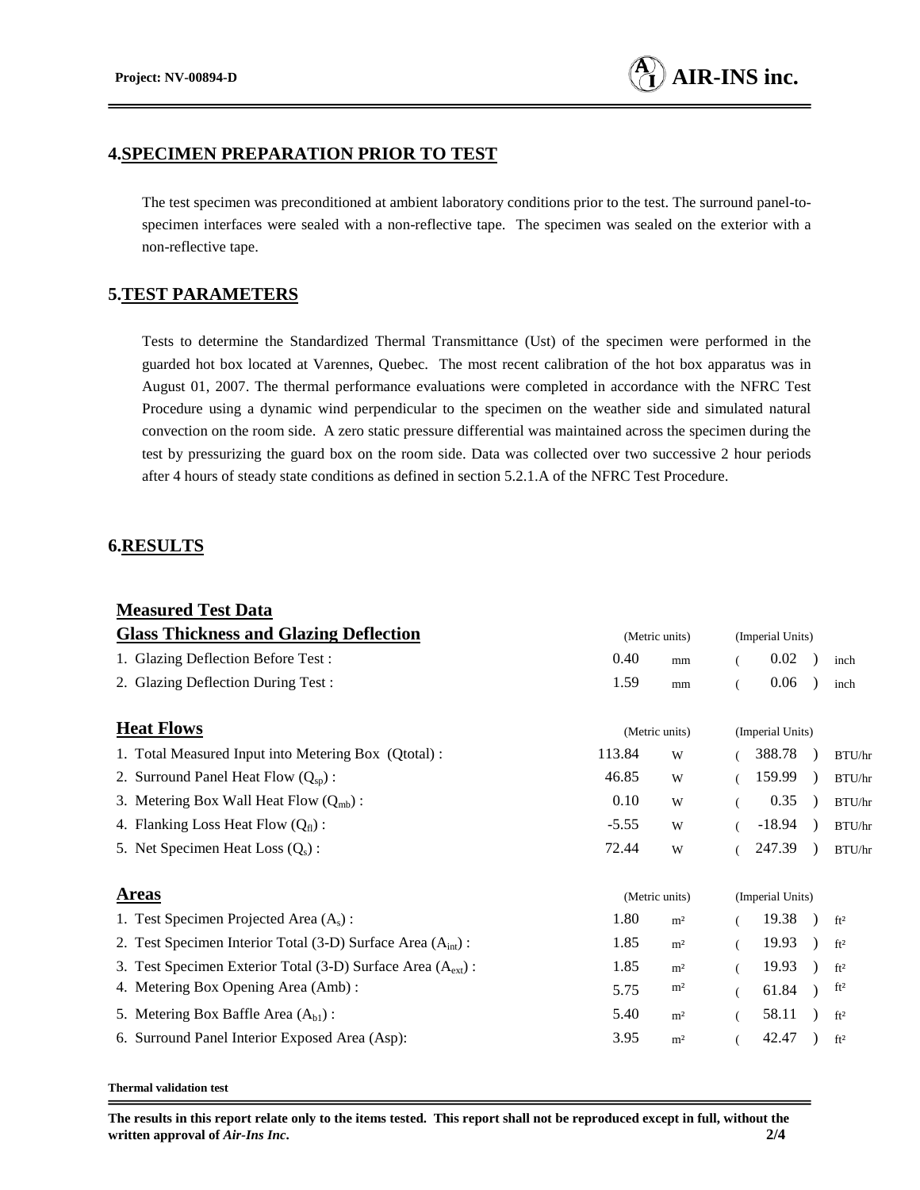## 4. SPECIMEN PREPARATION PRIOR TO TEST

The test specimen was preconditioned at ambient laboratory conditions prior to the test. The surround panel-to-specimen interfaces were sealed with a non-reflective tape. The specimen was sealed on the exterior with a non-reflective tape.

## 5. TEST PARAMETERS

Tests to determine the Standardized Thermal Transmittance (Ust) of the specimen were performed in the guarded hot box located at Varennes, Quebec. The most recent calibration of the hot box apparatus was in August 01, 2007. The thermal performance evaluations were completed in accordance with the NFRC Test Procedure using a dynamic wind perpendicular to the specimen on the weather side and simulated natural convection on the room side. A zero static pressure differential was maintained across the specimen during the test by pressurizing the guard box on the room side. Data was collected over two successive 2 hour periods after 4 hours of steady state conditions as defined in section 5.2.1.A of the NFRC Test Procedure.

## 6. RESULTS

### Measured Test Data

| Glass Thickness and Glazing Deflection | (Metric units) | | (Imperial Units) | |
|---|---|---|---|---|
| 1. Glazing Deflection Before Test : | 0.40 | mm | ( 0.02 ) | inch |
| 2. Glazing Deflection During Test : | 1.59 | mm | ( 0.06 ) | inch |

| Heat Flows | (Metric units) | | (Imperial Units) | |
|---|---|---|---|---|
| 1. Total Measured Input into Metering Box (Qtotal) : | 113.84 | W | ( 388.78 ) | BTU/hr |
| 2. Surround Panel Heat Flow ($Q_{sp}$) : | 46.85 | W | ( 159.99 ) | BTU/hr |
| 3. Metering Box Wall Heat Flow ($Q_{mb}$) : | 0.10 | W | ( 0.35 ) | BTU/hr |
| 4. Flanking Loss Heat Flow ($Q_{fl}$) : | -5.55 | W | ( -18.94 ) | BTU/hr |
| 5. Net Specimen Heat Loss ($Q_s$) : | 72.44 | W | ( 247.39 ) | BTU/hr |

| Areas | (Metric units) | | (Imperial Units) | |
|---|---|---|---|---|
| 1. Test Specimen Projected Area ($A_s$) : | 1.80 | m² | ( 19.38 ) | ft² |
| 2. Test Specimen Interior Total (3-D) Surface Area ($A_{int}$) : | 1.85 | m² | ( 19.93 ) | ft² |
| 3. Test Specimen Exterior Total (3-D) Surface Area ($A_{ext}$) : | 1.85 | m² | ( 19.93 ) | ft² |
| 4. Metering Box Opening Area (Amb) : | 5.75 | m² | ( 61.84 ) | ft² |
| 5. Metering Box Baffle Area ($A_{b1}$) : | 5.40 | m² | ( 58.11 ) | ft² |
| 6. Surround Panel Interior Exposed Area (Asp): | 3.95 | m² | ( 42.47 ) | ft² |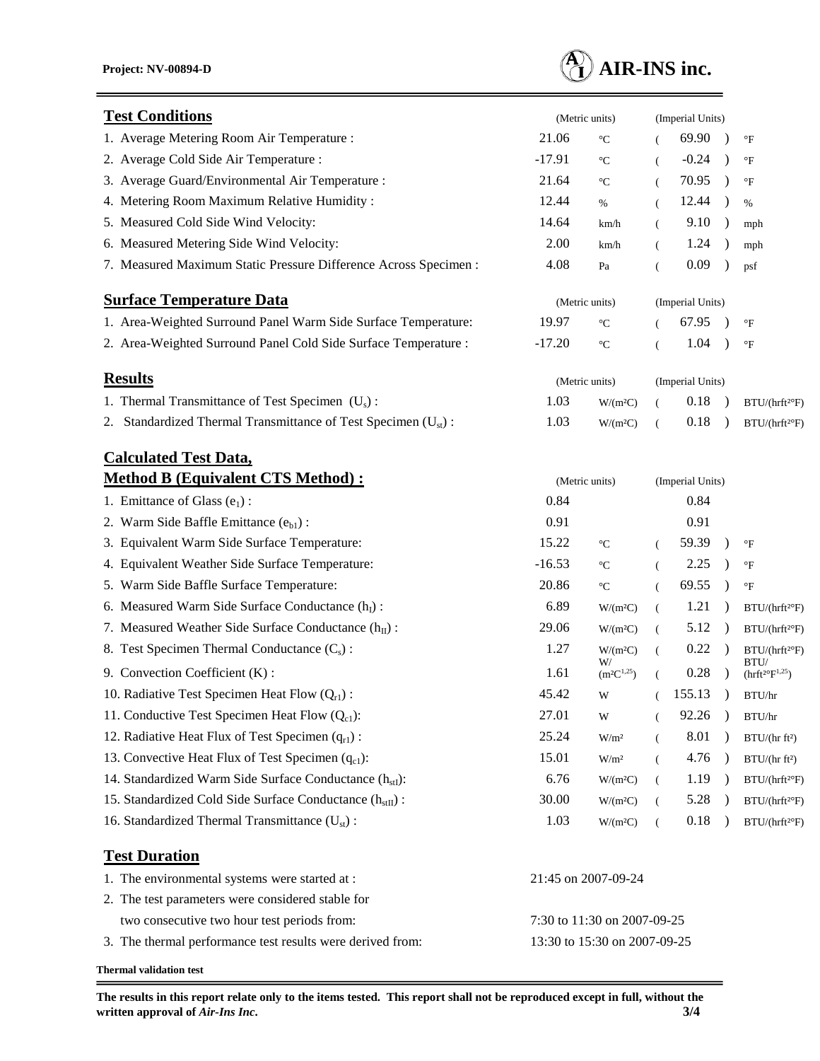## Test Conditions

| | (Metric units) | | (Imperial Units) | |
|---|---|---|---|---|
| 1. Average Metering Room Air Temperature : | 21.06 | °C | ( 69.90 ) | °F |
| 2. Average Cold Side Air Temperature : | -17.91 | °C | ( -0.24 ) | °F |
| 3. Average Guard/Environmental Air Temperature : | 21.64 | °C | ( 70.95 ) | °F |
| 4. Metering Room Maximum Relative Humidity : | 12.44 | % | ( 12.44 ) | % |
| 5. Measured Cold Side Wind Velocity: | 14.64 | km/h | ( 9.10 ) | mph |
| 6. Measured Metering Side Wind Velocity: | 2.00 | km/h | ( 1.24 ) | mph |
| 7. Measured Maximum Static Pressure Difference Across Specimen : | 4.08 | Pa | ( 0.09 ) | psf |

## Surface Temperature Data

| | (Metric units) | | (Imperial Units) | |
|---|---|---|---|---|
| 1. Area-Weighted Surround Panel Warm Side Surface Temperature: | 19.97 | °C | ( 67.95 ) | °F |
| 2. Area-Weighted Surround Panel Cold Side Surface Temperature : | -17.20 | °C | ( 1.04 ) | °F |

## Results

| | (Metric units) | | (Imperial Units) | |
|---|---|---|---|---|
| 1. Thermal Transmittance of Test Specimen ($U_s$) : | 1.03 | W/(m²C) | ( 0.18 ) | BTU/(hrft²°F) |
| 2. Standardized Thermal Transmittance of Test Specimen ($U_{st}$) : | 1.03 | W/(m²C) | ( 0.18 ) | BTU/(hrft²°F) |

## Calculated Test Data, Method B (Equivalent CTS Method) :

| | (Metric units) | | (Imperial Units) | |
|---|---|---|---|---|
| 1. Emittance of Glass ($e_1$) : | 0.84 | | 0.84 | |
| 2. Warm Side Baffle Emittance ($e_{b1}$) : | 0.91 | | 0.91 | |
| 3. Equivalent Warm Side Surface Temperature: | 15.22 | °C | ( 59.39 ) | °F |
| 4. Equivalent Weather Side Surface Temperature: | -16.53 | °C | ( 2.25 ) | °F |
| 5. Warm Side Baffle Surface Temperature: | 20.86 | °C | ( 69.55 ) | °F |
| 6. Measured Warm Side Surface Conductance ($h_I$) : | 6.89 | W/(m²C) | ( 1.21 ) | BTU/(hrft²°F) |
| 7. Measured Weather Side Surface Conductance ($h_{II}$) : | 29.06 | W/(m²C) | ( 5.12 ) | BTU/(hrft²°F) |
| 8. Test Specimen Thermal Conductance ($C_s$) : | 1.27 | W/(m²C) | ( 0.22 ) | BTU/(hrft²°F) |
| 9. Convection Coefficient (K) : | 1.61 | W/(m²C$^{1.25}$) | ( 0.28 ) | BTU/(hrft²°F$^{1.25}$) |
| 10. Radiative Test Specimen Heat Flow ($Q_{r1}$) : | 45.42 | W | ( 155.13 ) | BTU/hr |
| 11. Conductive Test Specimen Heat Flow ($Q_{c1}$): | 27.01 | W | ( 92.26 ) | BTU/hr |
| 12. Radiative Heat Flux of Test Specimen ($q_{r1}$) : | 25.24 | W/m² | ( 8.01 ) | BTU/(hr ft²) |
| 13. Convective Heat Flux of Test Specimen ($q_{c1}$): | 15.01 | W/m² | ( 4.76 ) | BTU/(hr ft²) |
| 14. Standardized Warm Side Surface Conductance ($h_{stI}$): | 6.76 | W/(m²C) | ( 1.19 ) | BTU/(hrft²°F) |
| 15. Standardized Cold Side Surface Conductance ($h_{stII}$) : | 30.00 | W/(m²C) | ( 5.28 ) | BTU/(hrft²°F) |
| 16. Standardized Thermal Transmittance ($U_{st}$) : | 1.03 | W/(m²C) | ( 0.18 ) | BTU/(hrft²°F) |

## Test Duration

1. The environmental systems were started at : 21:45 on 2007-09-24
2. The test parameters were considered stable for two consecutive two hour test periods from: 7:30 to 11:30 on 2007-09-25
3. The thermal performance test results were derived from: 13:30 to 15:30 on 2007-09-25

**Thermal validation test**

**The results in this report relate only to the items tested. This report shall not be reproduced except in full, without the written approval of *Air-Ins Inc*.**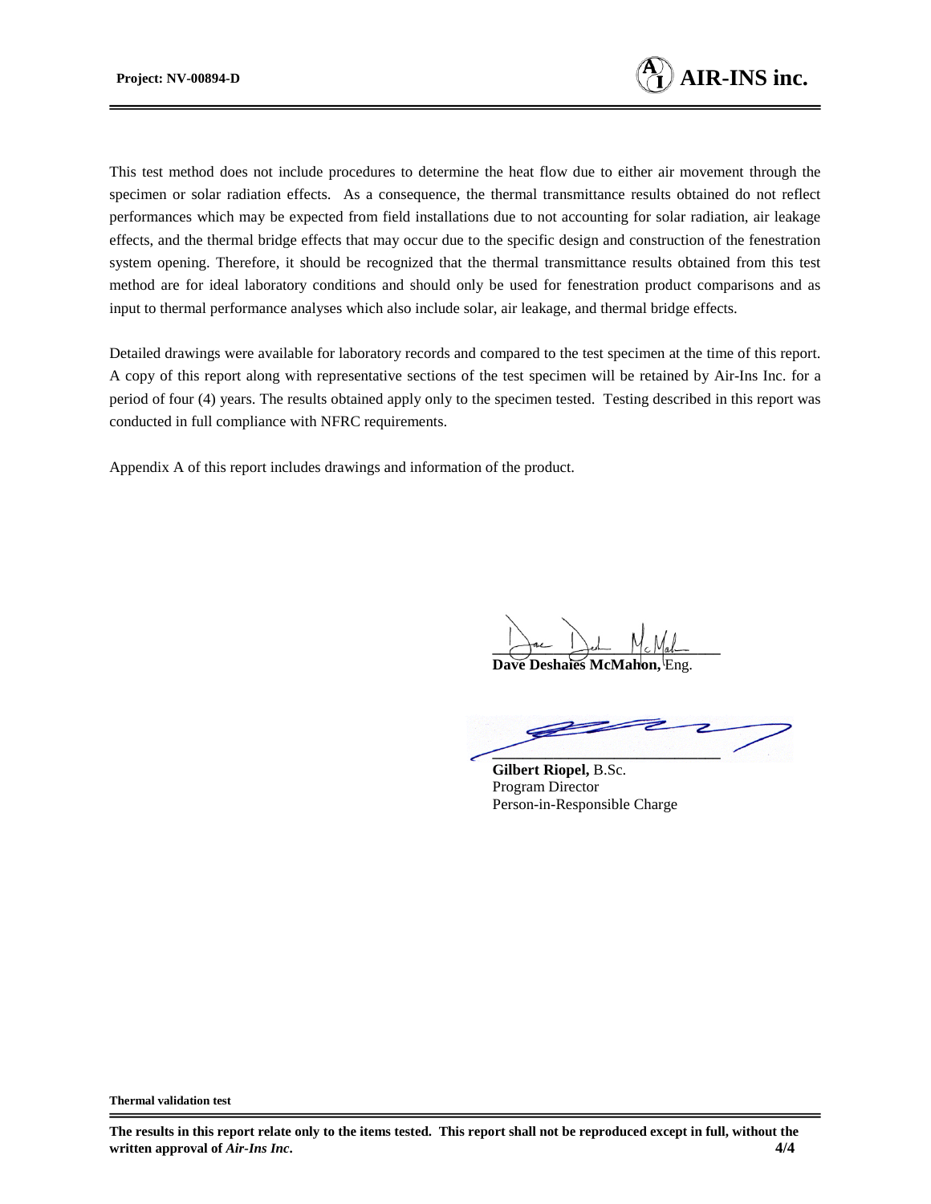This test method does not include procedures to determine the heat flow due to either air movement through the specimen or solar radiation effects. As a consequence, the thermal transmittance results obtained do not reflect performances which may be expected from field installations due to not accounting for solar radiation, air leakage effects, and the thermal bridge effects that may occur due to the specific design and construction of the fenestration system opening. Therefore, it should be recognized that the thermal transmittance results obtained from this test method are for ideal laboratory conditions and should only be used for fenestration product comparisons and as input to thermal performance analyses which also include solar, air leakage, and thermal bridge effects.

Detailed drawings were available for laboratory records and compared to the test specimen at the time of this report. A copy of this report along with representative sections of the test specimen will be retained by Air-Ins Inc. for a period of four (4) years. The results obtained apply only to the specimen tested. Testing described in this report was conducted in full compliance with NFRC requirements.

Appendix A of this report includes drawings and information of the product.

**Dave Deshaies McMahon,** Eng.

**Gilbert Riopel,** B.Sc.
Program Director
Person-in-Responsible Charge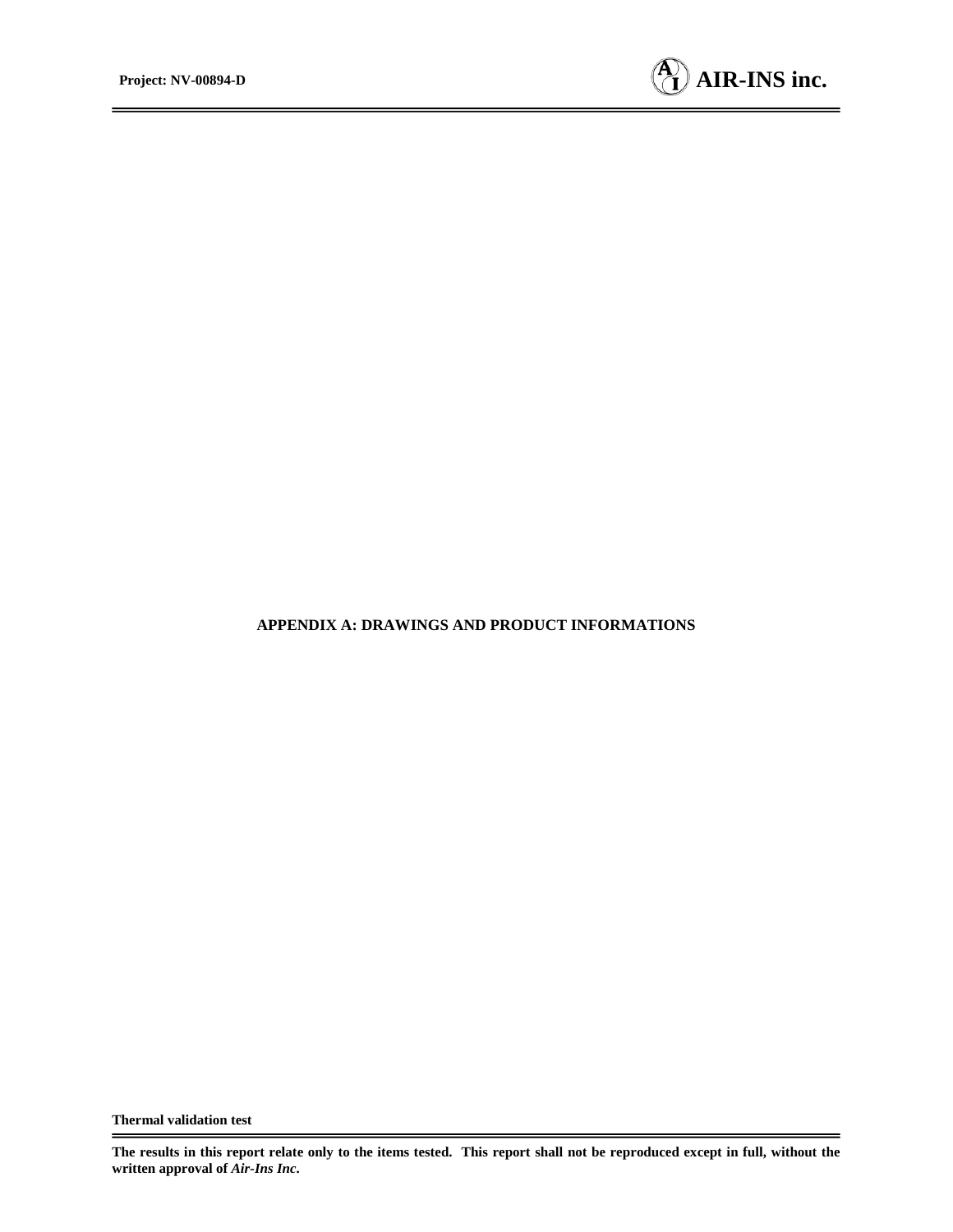## APPENDIX A: DRAWINGS AND PRODUCT INFORMATIONS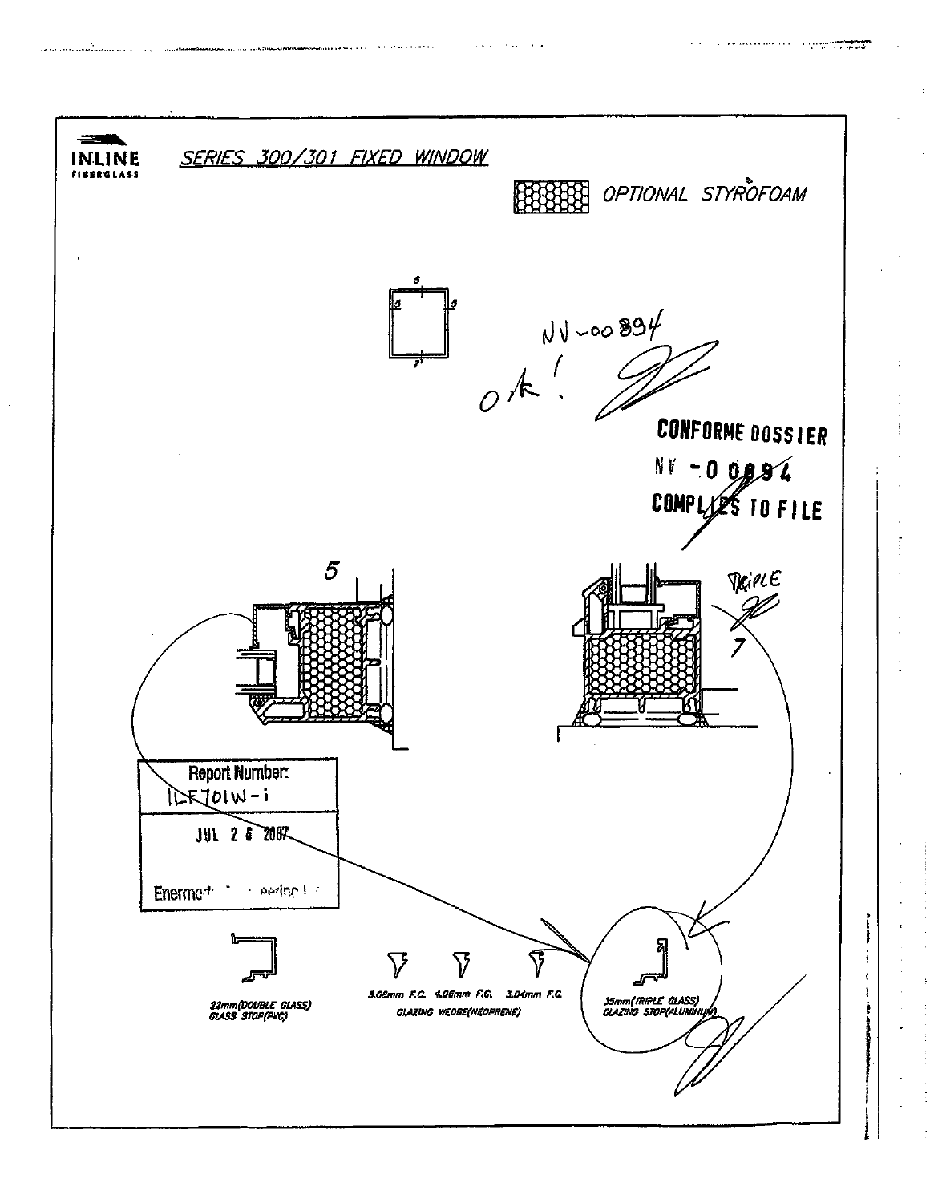INLINE FIBERGLASS

## SERIES 300/301 FIXED WINDOW

OPTIONAL STYROFOAM

5

5 5

7

NV-00894

ok!

CONFORME DOSSIER
NV - 00894
COMPLIES TO FILE

5

TRIPLE

7

Report Number:
ILF701W-i
JUL 26 2007
Enermodal Engineering Ltd

22mm(DOUBLE GLASS) GLASS STOP(PVC)

5.08mm F.C. 4.06mm F.C. 3.04mm F.C.
GLAZING WEDGE(NEOPRENE)

35mm(TRIPLE GLASS) GLAZING STOP(ALUMINUM)